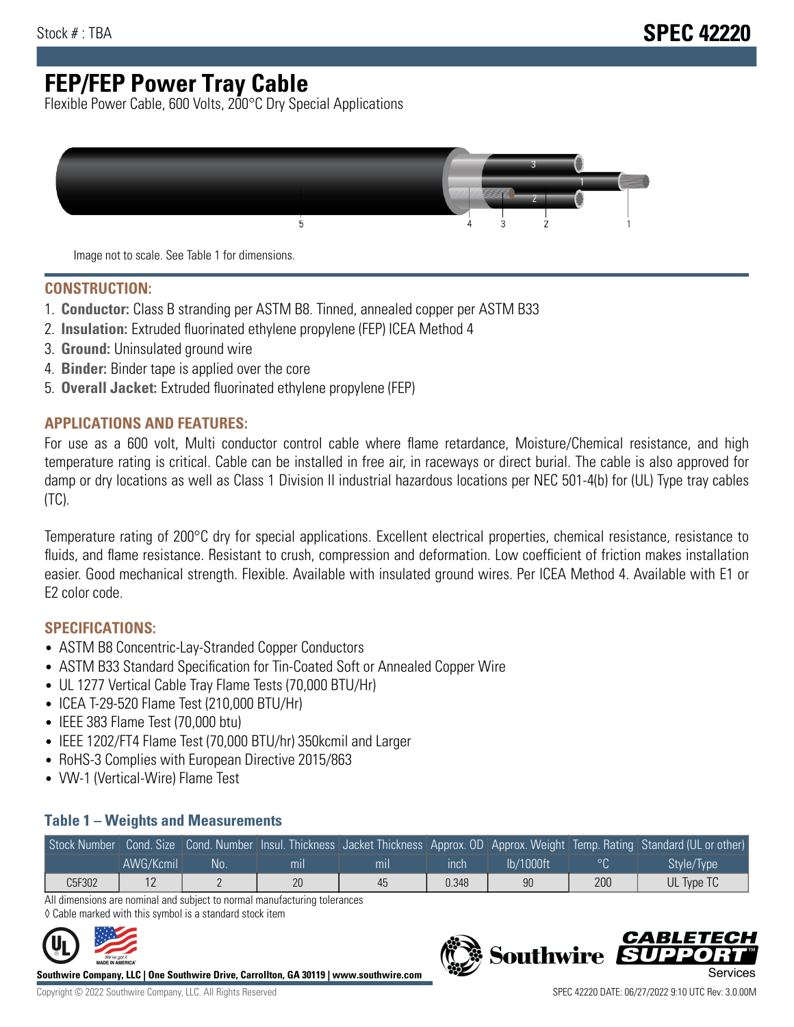Stock # : TBA

# SPEC 42220

# FEP/FEP Power Tray Cable

Flexible Power Cable, 600 Volts, 200°C Dry Special Applications

5 4 3 2 1

Image not to scale. See Table 1 for dimensions.

## CONSTRUCTION:

1. **Conductor:** Class B stranding per ASTM B8. Tinned, annealed copper per ASTM B33
2. **Insulation:** Extruded fluorinated ethylene propylene (FEP) ICEA Method 4
3. **Ground:** Uninsulated ground wire
4. **Binder:** Binder tape is applied over the core
5. **Overall Jacket:** Extruded fluorinated ethylene propylene (FEP)

## APPLICATIONS AND FEATURES:

For use as a 600 volt, Multi conductor control cable where flame retardance, Moisture/Chemical resistance, and high temperature rating is critical. Cable can be installed in free air, in raceways or direct burial. The cable is also approved for damp or dry locations as well as Class 1 Division II industrial hazardous locations per NEC 501-4(b) for (UL) Type tray cables (TC).

Temperature rating of 200°C dry for special applications. Excellent electrical properties, chemical resistance, resistance to fluids, and flame resistance. Resistant to crush, compression and deformation. Low coefficient of friction makes installation easier. Good mechanical strength. Flexible. Available with insulated ground wires. Per ICEA Method 4. Available with E1 or E2 color code.

## SPECIFICATIONS:

- ASTM B8 Concentric-Lay-Stranded Copper Conductors
- ASTM B33 Standard Specification for Tin-Coated Soft or Annealed Copper Wire
- UL 1277 Vertical Cable Tray Flame Tests (70,000 BTU/Hr)
- ICEA T-29-520 Flame Test (210,000 BTU/Hr)
- IEEE 383 Flame Test (70,000 btu)
- IEEE 1202/FT4 Flame Test (70,000 BTU/hr) 350kcmil and Larger
- RoHS-3 Complies with European Directive 2015/863
- VW-1 (Vertical-Wire) Flame Test

### Table 1 – Weights and Measurements

| Stock Number | Cond. Size | Cond. Number | Insul. Thickness | Jacket Thickness | Approx. OD | Approx. Weight | Temp. Rating | Standard (UL or other) |
|---|---|---|---|---|---|---|---|---|
| | AWG/Kcmil | No. | mil | mil | inch | lb/1000ft | °C | Style/Type |
| C5F302 | 12 | 2 | 20 | 45 | 0.348 | 90 | 200 | UL Type TC |

All dimensions are nominal and subject to normal manufacturing tolerances

◊ Cable marked with this symbol is a standard stock item

**Southwire Company, LLC | One Southwire Drive, Carrollton, GA 30119 | www.southwire.com**

Copyright © 2022 Southwire Company, LLC. All Rights Reserved

SPEC 42220 DATE: 06/27/2022 9:10 UTC Rev: 3.0.00M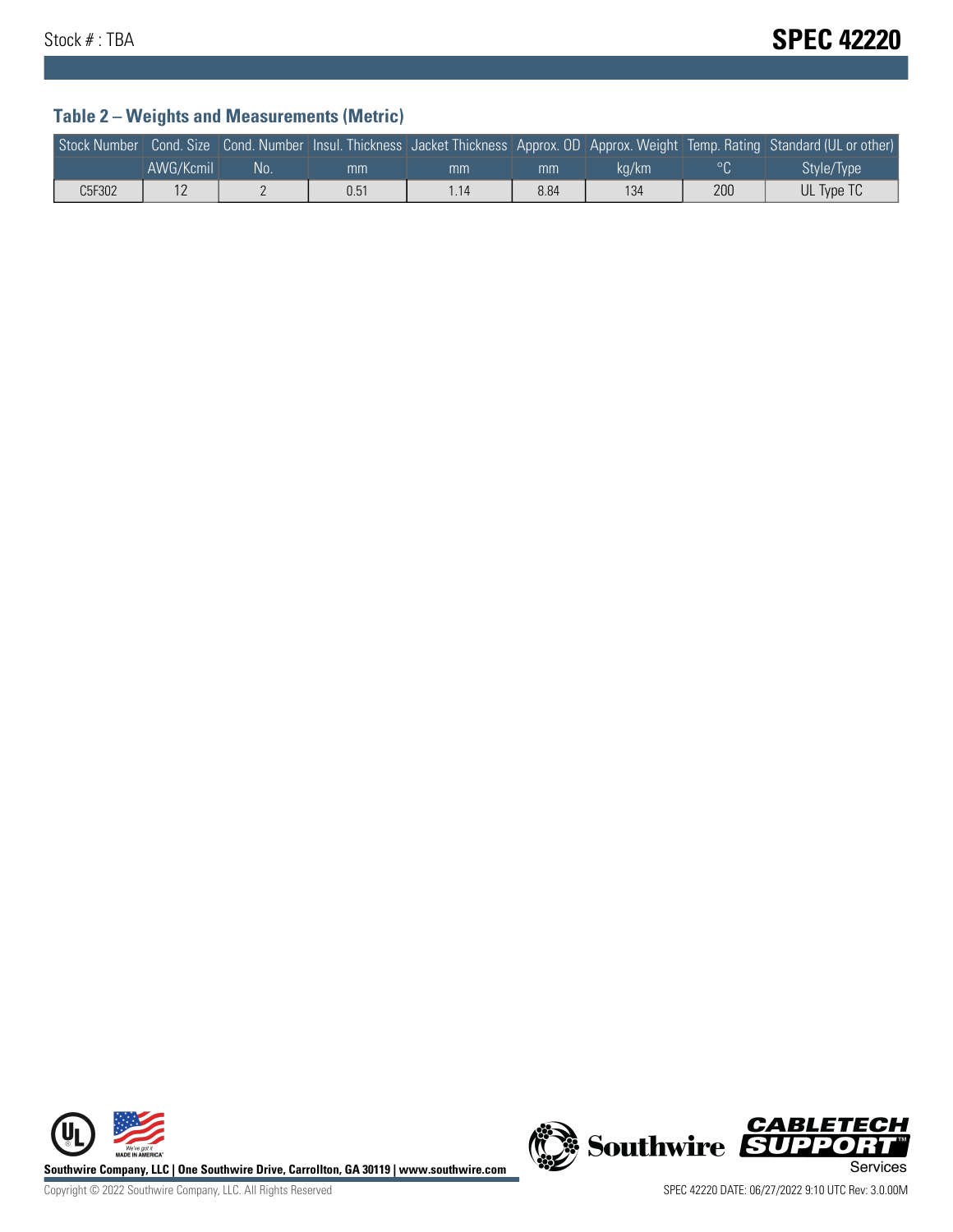### Table 2 – Weights and Measurements (Metric)

| Stock Number | Cond. Size | Cond. Number | Insul. Thickness | Jacket Thickness | Approx. OD | Approx. Weight | Temp. Rating | Standard (UL or other) |
|---|---|---|---|---|---|---|---|---|
| | AWG/Kcmil | No. | mm | mm | mm | kg/km | °C | Style/Type |
| C5F302 | 12 | 2 | 0.51 | 1.14 | 8.84 | 134 | 200 | UL Type TC |